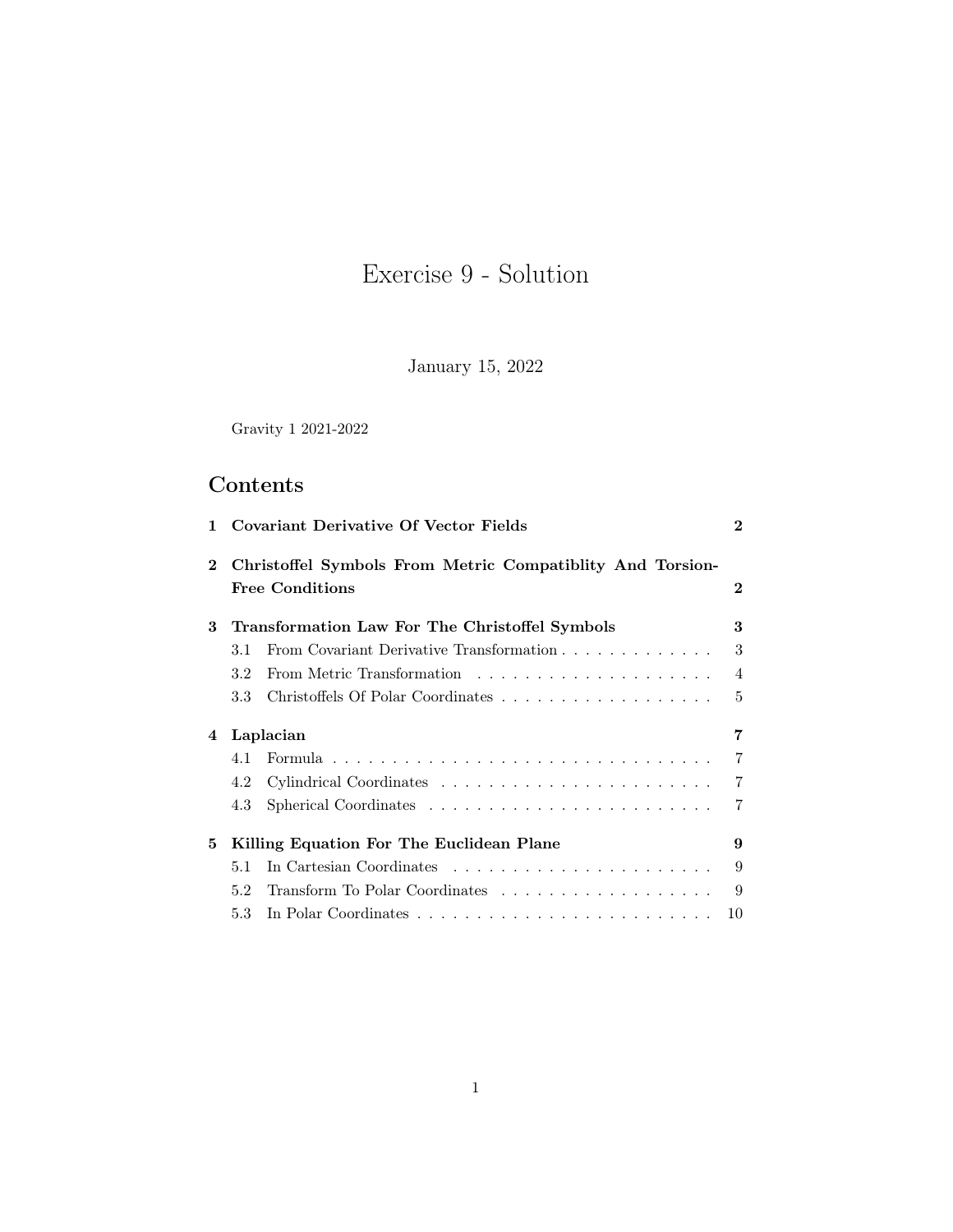# Exercise 9 - Solution

January 15, 2022

Gravity 1 2021-2022

## Contents

1 **Covariant Derivative Of Vector Fields** — 2

2 **Christoffel Symbols From Metric Compatiblity And Torsion-Free Conditions** — 2

3 **Transformation Law For The Christoffel Symbols** — 3
- 3.1 From Covariant Derivative Transformation — 3
- 3.2 From Metric Transformation — 4
- 3.3 Christoffels Of Polar Coordinates — 5

4 **Laplacian** — 7
- 4.1 Formula — 7
- 4.2 Cylindrical Coordinates — 7
- 4.3 Spherical Coordinates — 7

5 **Killing Equation For The Euclidean Plane** — 9
- 5.1 In Cartesian Coordinates — 9
- 5.2 Transform To Polar Coordinates — 9
- 5.3 In Polar Coordinates — 10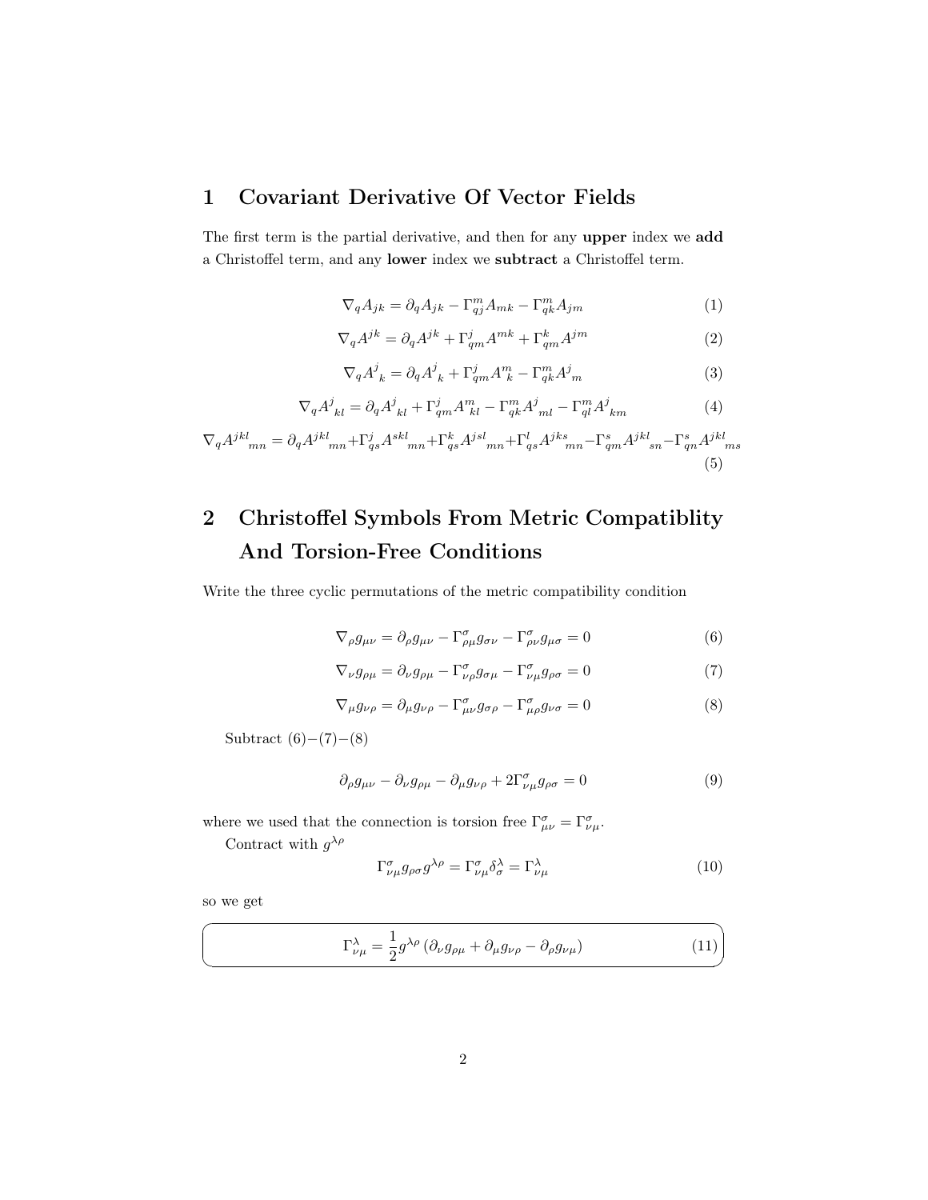## 1 Covariant Derivative Of Vector Fields

The first term is the partial derivative, and then for any **upper** index we **add** a Christoffel term, and any **lower** index we **subtract** a Christoffel term.

$$\nabla_q A_{jk} = \partial_q A_{jk} - \Gamma^m_{qj} A_{mk} - \Gamma^m_{qk} A_{jm} \tag{1}$$

$$\nabla_q A^{jk} = \partial_q A^{jk} + \Gamma^j_{qm} A^{mk} + \Gamma^k_{qm} A^{jm} \tag{2}$$

$$\nabla_q A^j{}_k = \partial_q A^j{}_k + \Gamma^j_{qm} A^m{}_k - \Gamma^m_{qk} A^j{}_m \tag{3}$$

$$\nabla_q A^j{}_{kl} = \partial_q A^j{}_{kl} + \Gamma^j_{qm} A^m{}_{kl} - \Gamma^m_{qk} A^j{}_{ml} - \Gamma^m_{ql} A^j{}_{km} \tag{4}$$

$$\nabla_q A^{jkl}{}_{mn} = \partial_q A^{jkl}{}_{mn} + \Gamma^j_{qs} A^{skl}{}_{mn} + \Gamma^k_{qs} A^{jsl}{}_{mn} + \Gamma^l_{qs} A^{jks}{}_{mn} - \Gamma^s_{qm} A^{jkl}{}_{sn} - \Gamma^s_{qn} A^{jkl}{}_{ms} \tag{5}$$

## 2 Christoffel Symbols From Metric Compatiblity And Torsion-Free Conditions

Write the three cyclic permutations of the metric compatibility condition

$$\nabla_\rho g_{\mu\nu} = \partial_\rho g_{\mu\nu} - \Gamma^\sigma_{\rho\mu} g_{\sigma\nu} - \Gamma^\sigma_{\rho\nu} g_{\mu\sigma} = 0 \tag{6}$$

$$\nabla_\nu g_{\rho\mu} = \partial_\nu g_{\rho\mu} - \Gamma^\sigma_{\nu\rho} g_{\sigma\mu} - \Gamma^\sigma_{\nu\mu} g_{\rho\sigma} = 0 \tag{7}$$

$$\nabla_\mu g_{\nu\rho} = \partial_\mu g_{\nu\rho} - \Gamma^\sigma_{\mu\nu} g_{\sigma\rho} - \Gamma^\sigma_{\mu\rho} g_{\nu\sigma} = 0 \tag{8}$$

Subtract (6)−(7)−(8)

$$\partial_\rho g_{\mu\nu} - \partial_\nu g_{\rho\mu} - \partial_\mu g_{\nu\rho} + 2\Gamma^\sigma_{\nu\mu} g_{\rho\sigma} = 0 \tag{9}$$

where we used that the connection is torsion free $\Gamma^\sigma_{\mu\nu} = \Gamma^\sigma_{\nu\mu}$.

Contract with $g^{\lambda\rho}$

$$\Gamma^\sigma_{\nu\mu} g_{\rho\sigma} g^{\lambda\rho} = \Gamma^\sigma_{\nu\mu} \delta^\lambda_\sigma = \Gamma^\lambda_{\nu\mu} \tag{10}$$

so we get

$$\boxed{\Gamma^\lambda_{\nu\mu} = \frac{1}{2} g^{\lambda\rho} \left( \partial_\nu g_{\rho\mu} + \partial_\mu g_{\nu\rho} - \partial_\rho g_{\nu\mu} \right)} \tag{11}$$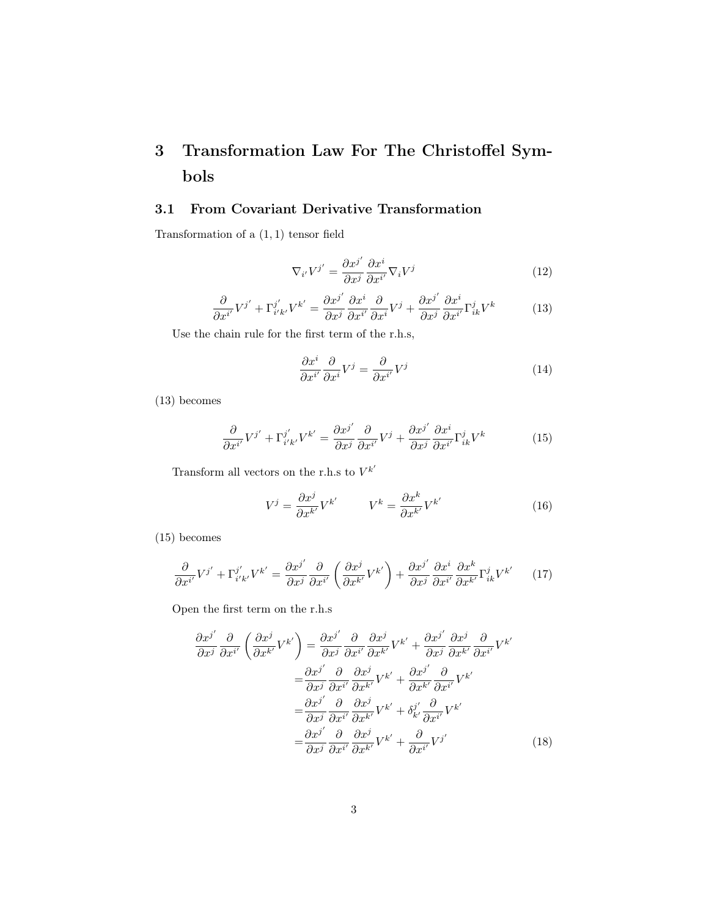# 3 Transformation Law For The Christoffel Symbols

## 3.1 From Covariant Derivative Transformation

Transformation of a $(1,1)$ tensor field

$$\nabla_{i'} V^{j'} = \frac{\partial x^{j'}}{\partial x^j} \frac{\partial x^i}{\partial x^{i'}} \nabla_i V^j \tag{12}$$

$$\frac{\partial}{\partial x^{i'}} V^{j'} + \Gamma^{j'}_{i'k'} V^{k'} = \frac{\partial x^{j'}}{\partial x^j} \frac{\partial x^i}{\partial x^{i'}} \frac{\partial}{\partial x^i} V^j + \frac{\partial x^{j'}}{\partial x^j} \frac{\partial x^i}{\partial x^{i'}} \Gamma^j_{ik} V^k \tag{13}$$

Use the chain rule for the first term of the r.h.s,

$$\frac{\partial x^i}{\partial x^{i'}} \frac{\partial}{\partial x^i} V^j = \frac{\partial}{\partial x^{i'}} V^j \tag{14}$$

(13) becomes

$$\frac{\partial}{\partial x^{i'}} V^{j'} + \Gamma^{j'}_{i'k'} V^{k'} = \frac{\partial x^{j'}}{\partial x^j} \frac{\partial}{\partial x^{i'}} V^j + \frac{\partial x^{j'}}{\partial x^j} \frac{\partial x^i}{\partial x^{i'}} \Gamma^j_{ik} V^k \tag{15}$$

Transform all vectors on the r.h.s to $V^{k'}$

$$V^j = \frac{\partial x^j}{\partial x^{k'}} V^{k'} \qquad V^k = \frac{\partial x^k}{\partial x^{k'}} V^{k'} \tag{16}$$

(15) becomes

$$\frac{\partial}{\partial x^{i'}} V^{j'} + \Gamma^{j'}_{i'k'} V^{k'} = \frac{\partial x^{j'}}{\partial x^j} \frac{\partial}{\partial x^{i'}} \left( \frac{\partial x^j}{\partial x^{k'}} V^{k'} \right) + \frac{\partial x^{j'}}{\partial x^j} \frac{\partial x^i}{\partial x^{i'}} \frac{\partial x^k}{\partial x^{k'}} \Gamma^j_{ik} V^{k'} \tag{17}$$

Open the first term on the r.h.s

$$\begin{aligned}
\frac{\partial x^{j'}}{\partial x^j} \frac{\partial}{\partial x^{i'}} \left( \frac{\partial x^j}{\partial x^{k'}} V^{k'} \right) &= \frac{\partial x^{j'}}{\partial x^j} \frac{\partial}{\partial x^{i'}} \frac{\partial x^j}{\partial x^{k'}} V^{k'} + \frac{\partial x^{j'}}{\partial x^j} \frac{\partial x^j}{\partial x^{k'}} \frac{\partial}{\partial x^{i'}} V^{k'} \\
&= \frac{\partial x^{j'}}{\partial x^j} \frac{\partial}{\partial x^{i'}} \frac{\partial x^j}{\partial x^{k'}} V^{k'} + \frac{\partial x^{j'}}{\partial x^{k'}} \frac{\partial}{\partial x^{i'}} V^{k'} \\
&= \frac{\partial x^{j'}}{\partial x^j} \frac{\partial}{\partial x^{i'}} \frac{\partial x^j}{\partial x^{k'}} V^{k'} + \delta^{j'}_{k'} \frac{\partial}{\partial x^{i'}} V^{k'} \\
&= \frac{\partial x^{j'}}{\partial x^j} \frac{\partial}{\partial x^{i'}} \frac{\partial x^j}{\partial x^{k'}} V^{k'} + \frac{\partial}{\partial x^{i'}} V^{j'}
\end{aligned} \tag{18}$$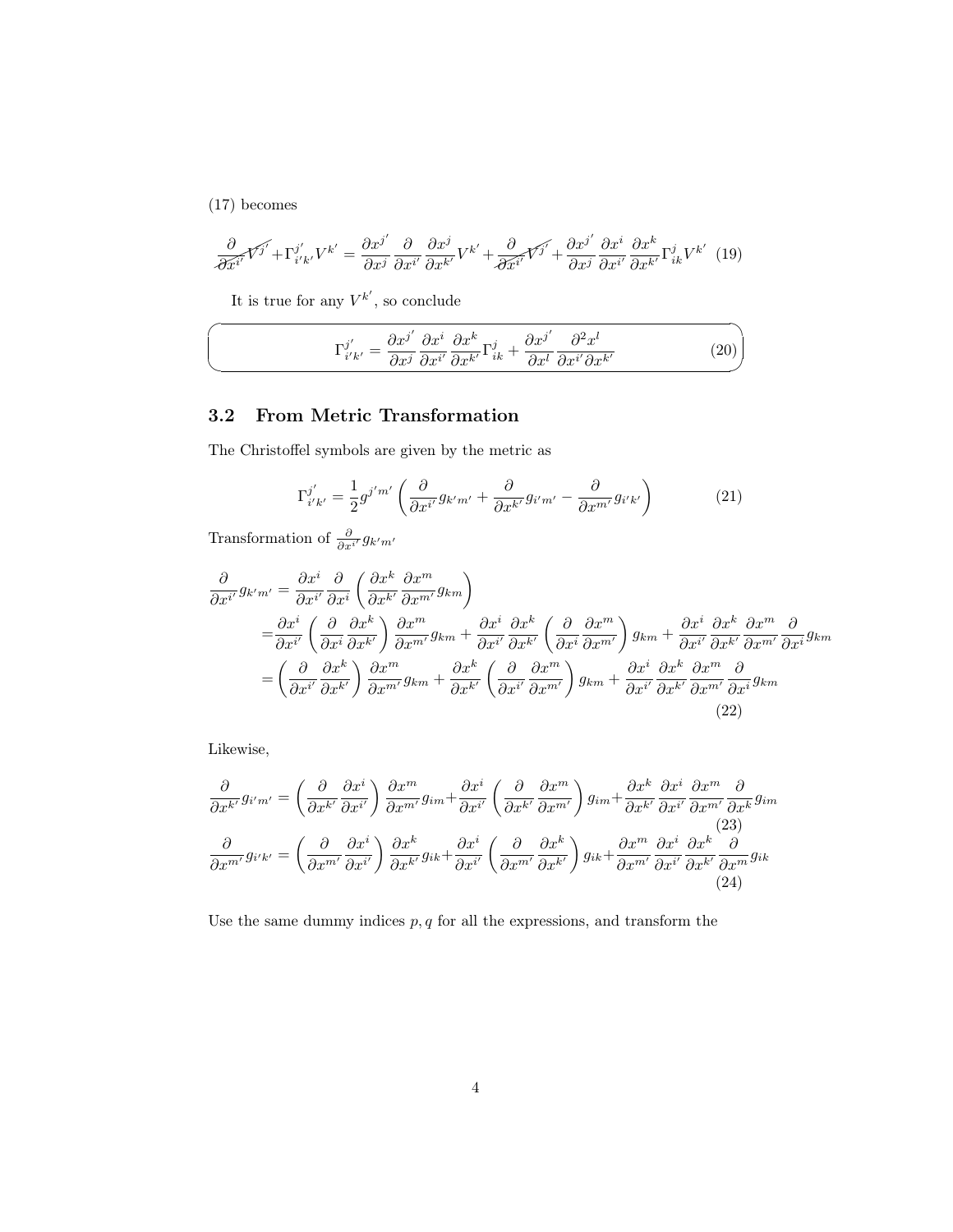(17) becomes

$$\cancel{\frac{\partial}{\partial x^{i'}} V^{j'}} + \Gamma^{j'}_{i'k'} V^{k'} = \frac{\partial x^{j'}}{\partial x^j} \frac{\partial}{\partial x^{i'}} \frac{\partial x^j}{\partial x^{k'}} V^{k'} + \cancel{\frac{\partial}{\partial x^{i'}} V^{j'}} + \frac{\partial x^{j'}}{\partial x^j} \frac{\partial x^i}{\partial x^{i'}} \frac{\partial x^k}{\partial x^{k'}} \Gamma^j_{ik} V^{k'} \tag{19}$$

It is true for any $V^{k'}$, so conclude

$$\Gamma^{j'}_{i'k'} = \frac{\partial x^{j'}}{\partial x^j} \frac{\partial x^i}{\partial x^{i'}} \frac{\partial x^k}{\partial x^{k'}} \Gamma^j_{ik} + \frac{\partial x^{j'}}{\partial x^l} \frac{\partial^2 x^l}{\partial x^{i'} \partial x^{k'}} \tag{20}$$

## 3.2 From Metric Transformation

The Christoffel symbols are given by the metric as

$$\Gamma^{j'}_{i'k'} = \frac{1}{2} g^{j'm'} \left( \frac{\partial}{\partial x^{i'}} g_{k'm'} + \frac{\partial}{\partial x^{k'}} g_{i'm'} - \frac{\partial}{\partial x^{m'}} g_{i'k'} \right) \tag{21}$$

Transformation of $\frac{\partial}{\partial x^{i'}} g_{k'm'}$

$$\begin{aligned}
\frac{\partial}{\partial x^{i'}} g_{k'm'} &= \frac{\partial x^i}{\partial x^{i'}} \frac{\partial}{\partial x^i} \left( \frac{\partial x^k}{\partial x^{k'}} \frac{\partial x^m}{\partial x^{m'}} g_{km} \right) \\
&= \frac{\partial x^i}{\partial x^{i'}} \left( \frac{\partial}{\partial x^i} \frac{\partial x^k}{\partial x^{k'}} \right) \frac{\partial x^m}{\partial x^{m'}} g_{km} + \frac{\partial x^i}{\partial x^{i'}} \frac{\partial x^k}{\partial x^{k'}} \left( \frac{\partial}{\partial x^i} \frac{\partial x^m}{\partial x^{m'}} \right) g_{km} + \frac{\partial x^i}{\partial x^{i'}} \frac{\partial x^k}{\partial x^{k'}} \frac{\partial x^m}{\partial x^{m'}} \frac{\partial}{\partial x^i} g_{km} \\
&= \left( \frac{\partial}{\partial x^{i'}} \frac{\partial x^k}{\partial x^{k'}} \right) \frac{\partial x^m}{\partial x^{m'}} g_{km} + \frac{\partial x^k}{\partial x^{k'}} \left( \frac{\partial}{\partial x^{i'}} \frac{\partial x^m}{\partial x^{m'}} \right) g_{km} + \frac{\partial x^i}{\partial x^{i'}} \frac{\partial x^k}{\partial x^{k'}} \frac{\partial x^m}{\partial x^{m'}} \frac{\partial}{\partial x^i} g_{km}
\end{aligned} \tag{22}$$

Likewise,

$$\frac{\partial}{\partial x^{k'}} g_{i'm'} = \left( \frac{\partial}{\partial x^{k'}} \frac{\partial x^i}{\partial x^{i'}} \right) \frac{\partial x^m}{\partial x^{m'}} g_{im} + \frac{\partial x^i}{\partial x^{i'}} \left( \frac{\partial}{\partial x^{k'}} \frac{\partial x^m}{\partial x^{m'}} \right) g_{im} + \frac{\partial x^k}{\partial x^{k'}} \frac{\partial x^i}{\partial x^{i'}} \frac{\partial x^m}{\partial x^{m'}} \frac{\partial}{\partial x^k} g_{im} \tag{23}$$

$$\frac{\partial}{\partial x^{m'}} g_{i'k'} = \left( \frac{\partial}{\partial x^{m'}} \frac{\partial x^i}{\partial x^{i'}} \right) \frac{\partial x^k}{\partial x^{k'}} g_{ik} + \frac{\partial x^i}{\partial x^{i'}} \left( \frac{\partial}{\partial x^{m'}} \frac{\partial x^k}{\partial x^{k'}} \right) g_{ik} + \frac{\partial x^m}{\partial x^{m'}} \frac{\partial x^i}{\partial x^{i'}} \frac{\partial x^k}{\partial x^{k'}} \frac{\partial}{\partial x^m} g_{ik} \tag{24}$$

Use the same dummy indices $p, q$ for all the expressions, and transform the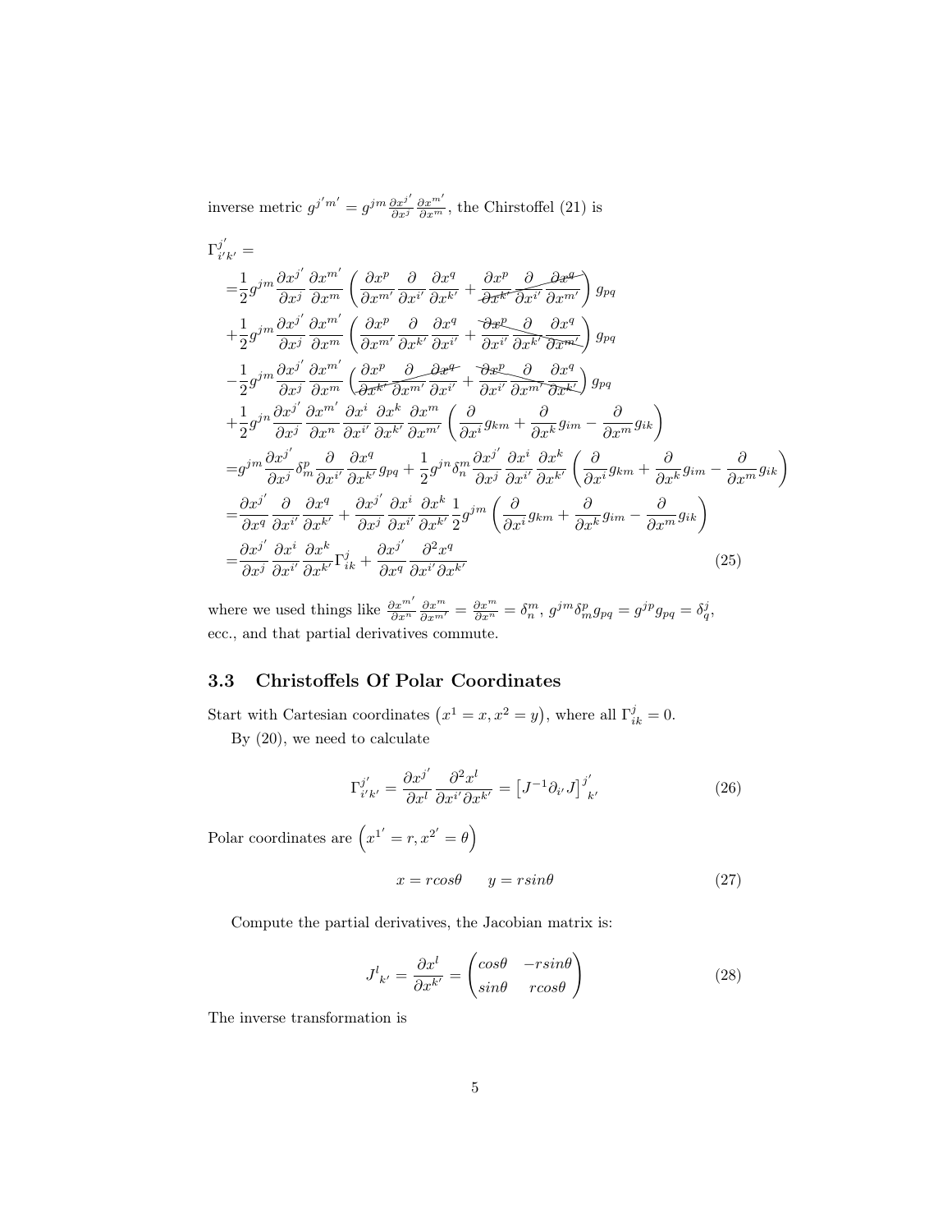inverse metric $g^{j'm'} = g^{jm} \frac{\partial x^{j'}}{\partial x^j} \frac{\partial x^{m'}}{\partial x^m}$, the Chirstoffel (21) is

$$
\begin{aligned}
&\Gamma^{j'}_{i'k'} = \\
=&\frac{1}{2} g^{jm} \frac{\partial x^{j'}}{\partial x^j} \frac{\partial x^{m'}}{\partial x^m} \left( \frac{\partial x^p}{\partial x^{m'}} \frac{\partial}{\partial x^{i'}} \frac{\partial x^q}{\partial x^{k'}} + \frac{\partial x^p}{\partial x^{k'}} \frac{\partial}{\partial x^{i'}} \frac{\partial x^q}{\partial x^{m'}} \right) g_{pq} \\
+&\frac{1}{2} g^{jm} \frac{\partial x^{j'}}{\partial x^j} \frac{\partial x^{m'}}{\partial x^m} \left( \frac{\partial x^p}{\partial x^{m'}} \frac{\partial}{\partial x^{k'}} \frac{\partial x^q}{\partial x^{i'}} + \frac{\partial x^p}{\partial x^{i'}} \frac{\partial}{\partial x^{k'}} \frac{\partial x^q}{\partial x^{m'}} \right) g_{pq} \\
-&\frac{1}{2} g^{jm} \frac{\partial x^{j'}}{\partial x^j} \frac{\partial x^{m'}}{\partial x^m} \left( \frac{\partial x^p}{\partial x^{k'}} \frac{\partial}{\partial x^{m'}} \frac{\partial x^q}{\partial x^{i'}} + \frac{\partial x^p}{\partial x^{i'}} \frac{\partial}{\partial x^{m'}} \frac{\partial x^q}{\partial x^{k'}} \right) g_{pq} \\
+&\frac{1}{2} g^{jn} \frac{\partial x^{j'}}{\partial x^j} \frac{\partial x^{m'}}{\partial x^n} \frac{\partial x^i}{\partial x^{i'}} \frac{\partial x^k}{\partial x^{k'}} \frac{\partial x^m}{\partial x^{m'}} \left( \frac{\partial}{\partial x^i} g_{km} + \frac{\partial}{\partial x^k} g_{im} - \frac{\partial}{\partial x^m} g_{ik} \right) \\
=&g^{jm} \frac{\partial x^{j'}}{\partial x^j} \delta^p_m \frac{\partial}{\partial x^{i'}} \frac{\partial x^q}{\partial x^{k'}} g_{pq} + \frac{1}{2} g^{jn} \delta^m_n \frac{\partial x^{j'}}{\partial x^j} \frac{\partial x^i}{\partial x^{i'}} \frac{\partial x^k}{\partial x^{k'}} \left( \frac{\partial}{\partial x^i} g_{km} + \frac{\partial}{\partial x^k} g_{im} - \frac{\partial}{\partial x^m} g_{ik} \right) \\
=&\frac{\partial x^{j'}}{\partial x^q} \frac{\partial}{\partial x^{i'}} \frac{\partial x^q}{\partial x^{k'}} + \frac{\partial x^{j'}}{\partial x^j} \frac{\partial x^i}{\partial x^{i'}} \frac{\partial x^k}{\partial x^{k'}} \frac{1}{2} g^{jm} \left( \frac{\partial}{\partial x^i} g_{km} + \frac{\partial}{\partial x^k} g_{im} - \frac{\partial}{\partial x^m} g_{ik} \right) \\
=&\frac{\partial x^{j'}}{\partial x^j} \frac{\partial x^i}{\partial x^{i'}} \frac{\partial x^k}{\partial x^{k'}} \Gamma^j_{ik} + \frac{\partial x^{j'}}{\partial x^q} \frac{\partial^2 x^q}{\partial x^{i'} \partial x^{k'}} \qquad (25)
\end{aligned}
$$

where we used things like $\frac{\partial x^{m'}}{\partial x^n} \frac{\partial x^m}{\partial x^{m'}} = \frac{\partial x^m}{\partial x^n} = \delta^m_n$, $g^{jm} \delta^p_m g_{pq} = g^{jp} g_{pq} = \delta^j_q$, ecc., and that partial derivatives commute.

### 3.3 Christoffels Of Polar Coordinates

Start with Cartesian coordinates $(x^1 = x, x^2 = y)$, where all $\Gamma^j_{ik} = 0$.

By (20), we need to calculate

$$\Gamma^{j'}_{i'k'} = \frac{\partial x^{j'}}{\partial x^l} \frac{\partial^2 x^l}{\partial x^{i'} \partial x^{k'}} = \left[ J^{-1} \partial_{i'} J \right]^{j'}_{\ k'} \qquad (26)$$

Polar coordinates are $\left( x^{1'} = r, x^{2'} = \theta \right)$

$$x = r cos\theta \qquad y = r sin\theta \qquad (27)$$

Compute the partial derivatives, the Jacobian matrix is:

$$J^l_{\ k'} = \frac{\partial x^l}{\partial x^{k'}} = \begin{pmatrix} cos\theta & -r sin\theta \\ sin\theta & r cos\theta \end{pmatrix} \qquad (28)$$

The inverse transformation is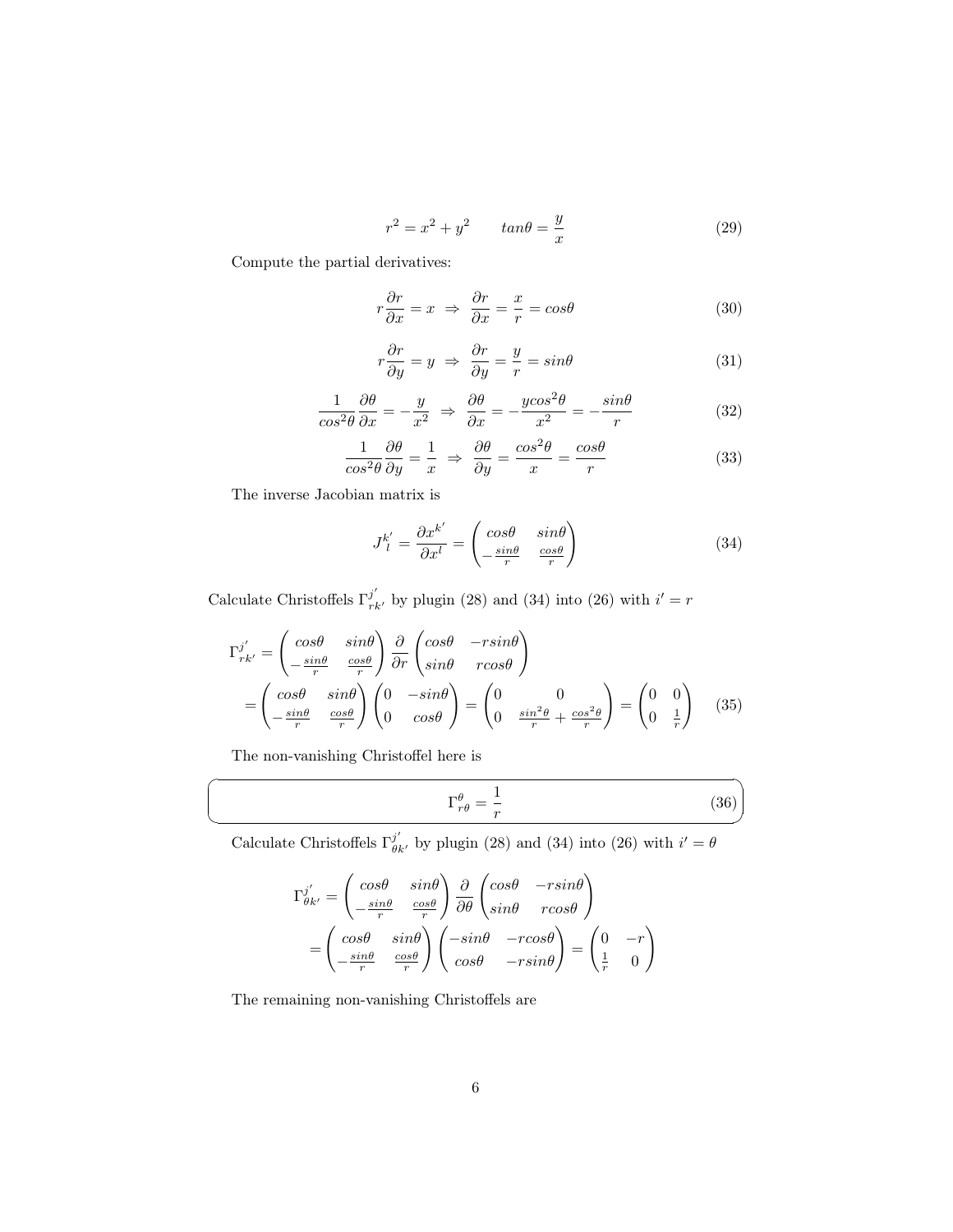$$r^2 = x^2 + y^2 \qquad tan\theta = \frac{y}{x} \tag{29}$$

Compute the partial derivatives:

$$r\frac{\partial r}{\partial x} = x \;\Rightarrow\; \frac{\partial r}{\partial x} = \frac{x}{r} = cos\theta \tag{30}$$

$$r\frac{\partial r}{\partial y} = y \;\Rightarrow\; \frac{\partial r}{\partial y} = \frac{y}{r} = sin\theta \tag{31}$$

$$\frac{1}{cos^2\theta}\frac{\partial \theta}{\partial x} = -\frac{y}{x^2} \;\Rightarrow\; \frac{\partial \theta}{\partial x} = -\frac{ycos^2\theta}{x^2} = -\frac{sin\theta}{r} \tag{32}$$

$$\frac{1}{cos^2\theta}\frac{\partial \theta}{\partial y} = \frac{1}{x} \;\Rightarrow\; \frac{\partial \theta}{\partial y} = \frac{cos^2\theta}{x} = \frac{cos\theta}{r} \tag{33}$$

The inverse Jacobian matrix is

$$J^{k'}_{l} = \frac{\partial x^{k'}}{\partial x^l} = \begin{pmatrix} cos\theta & sin\theta \\ -\frac{sin\theta}{r} & \frac{cos\theta}{r} \end{pmatrix} \tag{34}$$

Calculate Christoffels $\Gamma^{j'}_{rk'}$ by plugin (28) and (34) into (26) with $i' = r$

$$\begin{aligned}
\Gamma^{j'}_{rk'} &= \begin{pmatrix} cos\theta & sin\theta \\ -\frac{sin\theta}{r} & \frac{cos\theta}{r} \end{pmatrix} \frac{\partial}{\partial r} \begin{pmatrix} cos\theta & -rsin\theta \\ sin\theta & rcos\theta \end{pmatrix} \\
&= \begin{pmatrix} cos\theta & sin\theta \\ -\frac{sin\theta}{r} & \frac{cos\theta}{r} \end{pmatrix} \begin{pmatrix} 0 & -sin\theta \\ 0 & cos\theta \end{pmatrix} = \begin{pmatrix} 0 & 0 \\ 0 & \frac{sin^2\theta}{r} + \frac{cos^2\theta}{r} \end{pmatrix} = \begin{pmatrix} 0 & 0 \\ 0 & \frac{1}{r} \end{pmatrix}
\end{aligned} \tag{35}$$

The non-vanishing Christoffel here is

$$\Gamma^{\theta}_{r\theta} = \frac{1}{r} \tag{36}$$

Calculate Christoffels $\Gamma^{j'}_{\theta k'}$ by plugin (28) and (34) into (26) with $i' = \theta$

$$\begin{aligned}
\Gamma^{j'}_{\theta k'} &= \begin{pmatrix} cos\theta & sin\theta \\ -\frac{sin\theta}{r} & \frac{cos\theta}{r} \end{pmatrix} \frac{\partial}{\partial \theta} \begin{pmatrix} cos\theta & -rsin\theta \\ sin\theta & rcos\theta \end{pmatrix} \\
&= \begin{pmatrix} cos\theta & sin\theta \\ -\frac{sin\theta}{r} & \frac{cos\theta}{r} \end{pmatrix} \begin{pmatrix} -sin\theta & -rcos\theta \\ cos\theta & -rsin\theta \end{pmatrix} = \begin{pmatrix} 0 & -r \\ \frac{1}{r} & 0 \end{pmatrix}
\end{aligned}$$

The remaining non-vanishing Christoffels are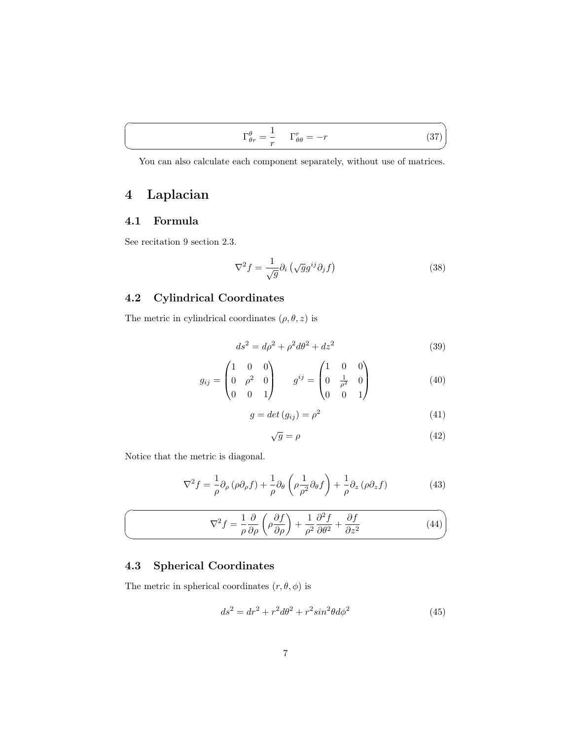$$\Gamma^{\theta}_{\theta r} = \frac{1}{r} \qquad \Gamma^{r}_{\theta\theta} = -r \tag{37}$$

You can also calculate each component separately, without use of matrices.

# 4 Laplacian

## 4.1 Formula

See recitation 9 section 2.3.

$$\nabla^2 f = \frac{1}{\sqrt{g}} \partial_i \left( \sqrt{g} g^{ij} \partial_j f \right) \tag{38}$$

## 4.2 Cylindrical Coordinates

The metric in cylindrical coordinates $(\rho, \theta, z)$ is

$$ds^2 = d\rho^2 + \rho^2 d\theta^2 + dz^2 \tag{39}$$

$$g_{ij} = \begin{pmatrix} 1 & 0 & 0 \\ 0 & \rho^2 & 0 \\ 0 & 0 & 1 \end{pmatrix} \qquad g^{ij} = \begin{pmatrix} 1 & 0 & 0 \\ 0 & \frac{1}{\rho^2} & 0 \\ 0 & 0 & 1 \end{pmatrix} \tag{40}$$

$$g = det\left(g_{ij}\right) = \rho^2 \tag{41}$$

$$\sqrt{g} = \rho \tag{42}$$

Notice that the metric is diagonal.

$$\nabla^2 f = \frac{1}{\rho} \partial_\rho \left( \rho \partial_\rho f \right) + \frac{1}{\rho} \partial_\theta \left( \rho \frac{1}{\rho^2} \partial_\theta f \right) + \frac{1}{\rho} \partial_z \left( \rho \partial_z f \right) \tag{43}$$

$$\nabla^2 f = \frac{1}{\rho} \frac{\partial}{\partial \rho} \left( \rho \frac{\partial f}{\partial \rho} \right) + \frac{1}{\rho^2} \frac{\partial^2 f}{\partial \theta^2} + \frac{\partial f}{\partial z^2} \tag{44}$$

## 4.3 Spherical Coordinates

The metric in spherical coordinates $(r, \theta, \phi)$ is

$$ds^2 = dr^2 + r^2 d\theta^2 + r^2 sin^2\theta d\phi^2 \tag{45}$$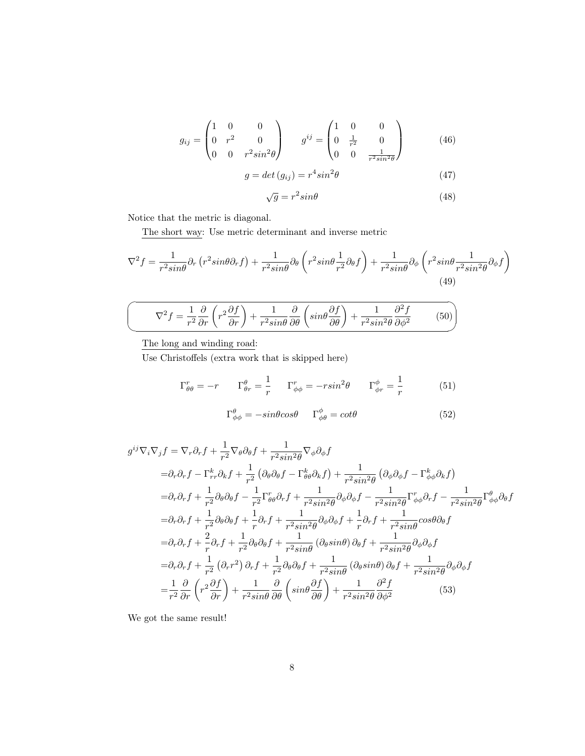$$g_{ij} = \begin{pmatrix} 1 & 0 & 0 \\ 0 & r^2 & 0 \\ 0 & 0 & r^2 sin^2\theta \end{pmatrix} \qquad g^{ij} = \begin{pmatrix} 1 & 0 & 0 \\ 0 & \frac{1}{r^2} & 0 \\ 0 & 0 & \frac{1}{r^2 sin^2\theta} \end{pmatrix} \tag{46}$$

$$g = det\left(g_{ij}\right) = r^4 sin^2\theta \tag{47}$$

$$\sqrt{g} = r^2 sin\theta \tag{48}$$

Notice that the metric is diagonal.

The short way: Use metric determinant and inverse metric

$$\nabla^2 f = \frac{1}{r^2 sin\theta}\partial_r\left(r^2 sin\theta \partial_r f\right) + \frac{1}{r^2 sin\theta}\partial_\theta\left(r^2 sin\theta \frac{1}{r^2}\partial_\theta f\right) + \frac{1}{r^2 sin\theta}\partial_\phi\left(r^2 sin\theta \frac{1}{r^2 sin^2\theta}\partial_\phi f\right) \tag{49}$$

$$\boxed{\nabla^2 f = \frac{1}{r^2}\frac{\partial}{\partial r}\left(r^2 \frac{\partial f}{\partial r}\right) + \frac{1}{r^2 sin\theta}\frac{\partial}{\partial \theta}\left(sin\theta \frac{\partial f}{\partial \theta}\right) + \frac{1}{r^2 sin^2\theta}\frac{\partial^2 f}{\partial \phi^2}} \tag{50}$$

The long and winding road:

Use Christoffels (extra work that is skipped here)

$$\Gamma^r_{\theta\theta} = -r \qquad \Gamma^\theta_{\theta r} = \frac{1}{r} \qquad \Gamma^r_{\phi\phi} = -r sin^2\theta \qquad \Gamma^\phi_{\phi r} = \frac{1}{r} \tag{51}$$

$$\Gamma^\theta_{\phi\phi} = -sin\theta cos\theta \qquad \Gamma^\phi_{\phi\theta} = cot\theta \tag{52}$$

$$\begin{aligned}
g^{ij}\nabla_i\nabla_j f =& \nabla_r \partial_r f + \frac{1}{r^2}\nabla_\theta \partial_\theta f + \frac{1}{r^2 sin^2\theta}\nabla_\phi \partial_\phi f \\
=& \partial_r \partial_r f - \Gamma^k_{rr}\partial_k f + \frac{1}{r^2}\left(\partial_\theta\partial_\theta f - \Gamma^k_{\theta\theta}\partial_k f\right) + \frac{1}{r^2 sin^2\theta}\left(\partial_\phi\partial_\phi f - \Gamma^k_{\phi\phi}\partial_k f\right) \\
=& \partial_r \partial_r f + \frac{1}{r^2}\partial_\theta\partial_\theta f - \frac{1}{r^2}\Gamma^r_{\theta\theta}\partial_r f + \frac{1}{r^2 sin^2\theta}\partial_\phi\partial_\phi f - \frac{1}{r^2 sin^2\theta}\Gamma^r_{\phi\phi}\partial_r f - \frac{1}{r^2 sin^2\theta}\Gamma^\theta_{\phi\phi}\partial_\theta f \\
=& \partial_r \partial_r f + \frac{1}{r^2}\partial_\theta\partial_\theta f + \frac{1}{r}\partial_r f + \frac{1}{r^2 sin^2\theta}\partial_\phi\partial_\phi f + \frac{1}{r}\partial_r f + \frac{1}{r^2 sin\theta}cos\theta\partial_\theta f \\
=& \partial_r \partial_r f + \frac{2}{r}\partial_r f + \frac{1}{r^2}\partial_\theta\partial_\theta f + \frac{1}{r^2 sin\theta}\left(\partial_\theta sin\theta\right)\partial_\theta f + \frac{1}{r^2 sin^2\theta}\partial_\phi\partial_\phi f \\
=& \partial_r \partial_r f + \frac{1}{r^2}\left(\partial_r r^2\right)\partial_r f + \frac{1}{r^2}\partial_\theta\partial_\theta f + \frac{1}{r^2 sin\theta}\left(\partial_\theta sin\theta\right)\partial_\theta f + \frac{1}{r^2 sin^2\theta}\partial_\phi\partial_\phi f \\
=& \frac{1}{r^2}\frac{\partial}{\partial r}\left(r^2 \frac{\partial f}{\partial r}\right) + \frac{1}{r^2 sin\theta}\frac{\partial}{\partial \theta}\left(sin\theta \frac{\partial f}{\partial \theta}\right) + \frac{1}{r^2 sin^2\theta}\frac{\partial^2 f}{\partial \phi^2}
\end{aligned} \tag{53}$$

We got the same result!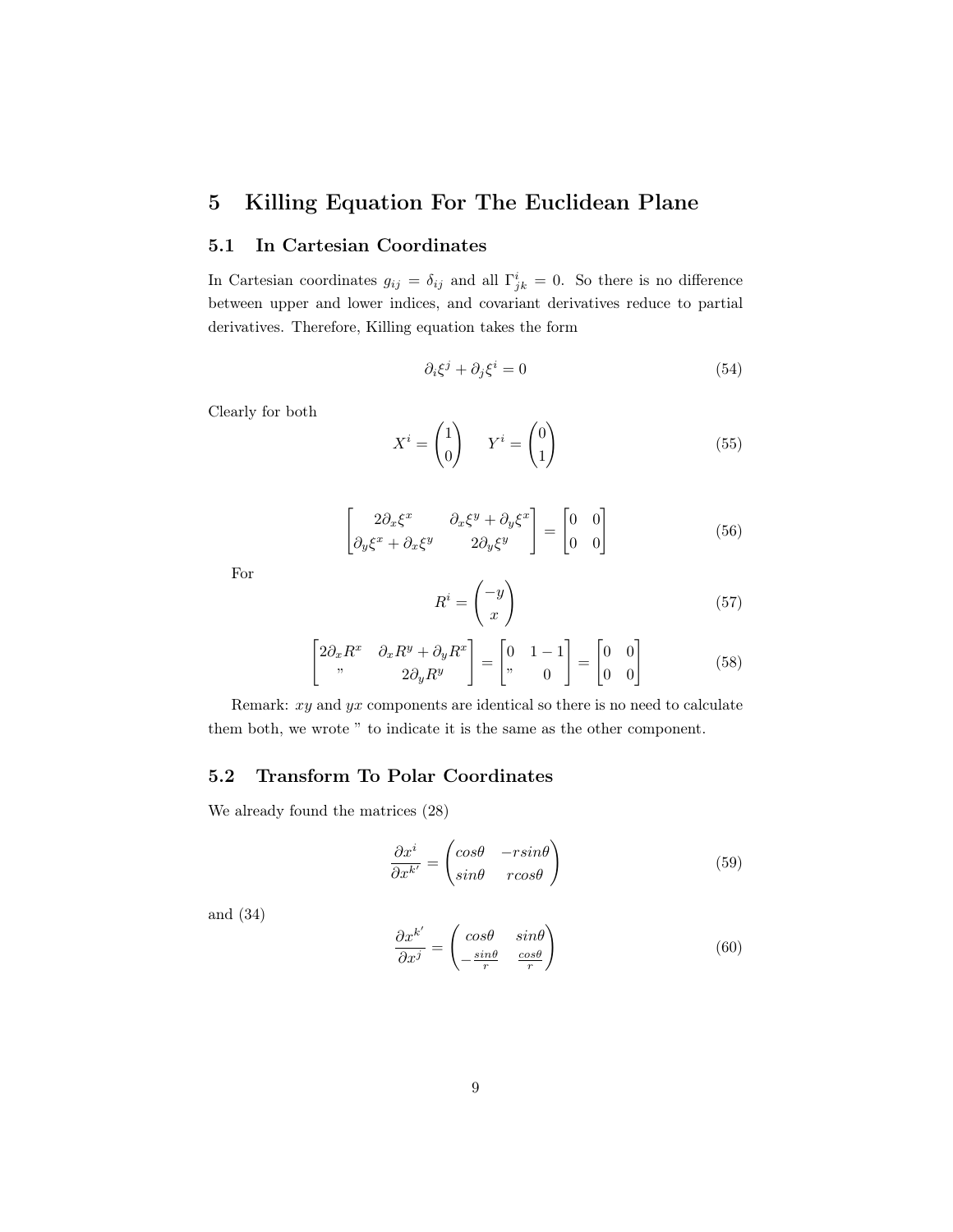# 5 Killing Equation For The Euclidean Plane

## 5.1 In Cartesian Coordinates

In Cartesian coordinates $g_{ij} = \delta_{ij}$ and all $\Gamma^i_{jk} = 0$. So there is no difference between upper and lower indices, and covariant derivatives reduce to partial derivatives. Therefore, Killing equation takes the form

$$\partial_i \xi^j + \partial_j \xi^i = 0 \tag{54}$$

Clearly for both

$$X^i = \begin{pmatrix} 1 \\ 0 \end{pmatrix} \qquad Y^i = \begin{pmatrix} 0 \\ 1 \end{pmatrix} \tag{55}$$

$$\begin{bmatrix} 2\partial_x \xi^x & \partial_x \xi^y + \partial_y \xi^x \\ \partial_y \xi^x + \partial_x \xi^y & 2\partial_y \xi^y \end{bmatrix} = \begin{bmatrix} 0 & 0 \\ 0 & 0 \end{bmatrix} \tag{56}$$

For

$$R^i = \begin{pmatrix} -y \\ x \end{pmatrix} \tag{57}$$

$$\begin{bmatrix} 2\partial_x R^x & \partial_x R^y + \partial_y R^x \\ " & 2\partial_y R^y \end{bmatrix} = \begin{bmatrix} 0 & 1-1 \\ " & 0 \end{bmatrix} = \begin{bmatrix} 0 & 0 \\ 0 & 0 \end{bmatrix} \tag{58}$$

Remark: $xy$ and $yx$ components are identical so there is no need to calculate them both, we wrote " to indicate it is the same as the other component.

## 5.2 Transform To Polar Coordinates

We already found the matrices (28)

$$\frac{\partial x^i}{\partial x^{k'}} = \begin{pmatrix} cos\theta & -rsin\theta \\ sin\theta & rcos\theta \end{pmatrix} \tag{59}$$

and (34)

$$\frac{\partial x^{k'}}{\partial x^j} = \begin{pmatrix} cos\theta & sin\theta \\ -\frac{sin\theta}{r} & \frac{cos\theta}{r} \end{pmatrix} \tag{60}$$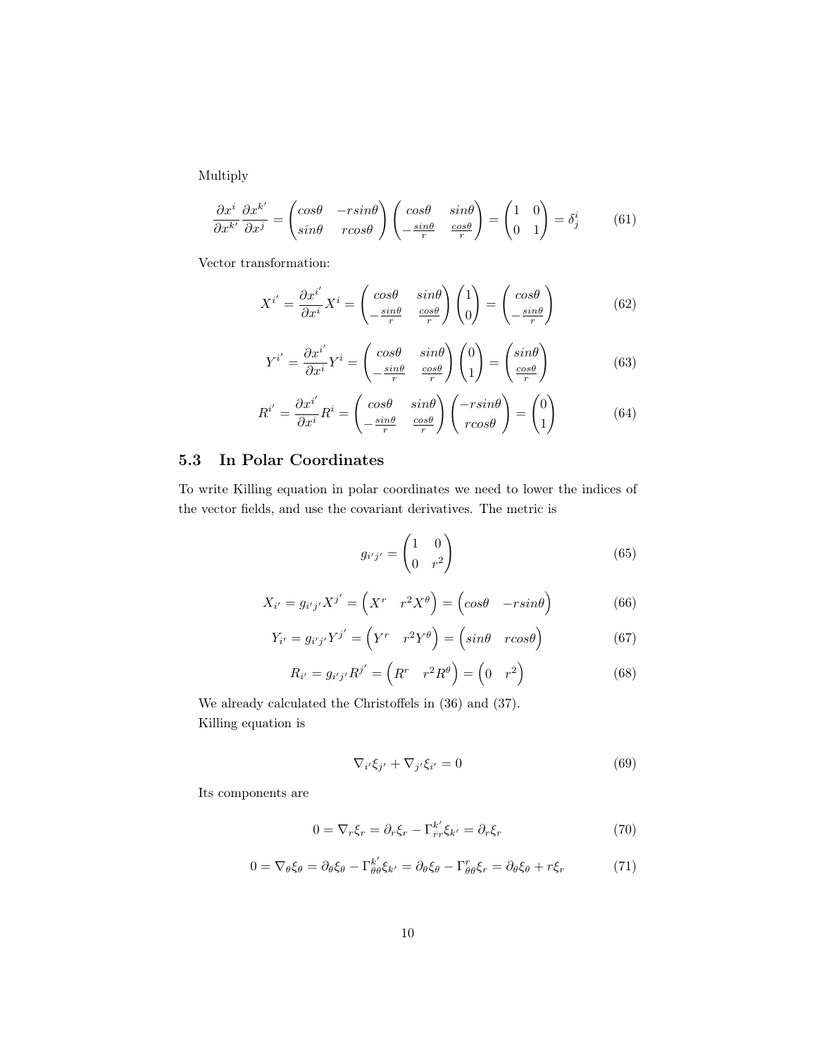Multiply

$$\frac{\partial x^i}{\partial x^{k'}}\frac{\partial x^{k'}}{\partial x^j} = \begin{pmatrix} cos\theta & -rsin\theta \\ sin\theta & rcos\theta \end{pmatrix} \begin{pmatrix} cos\theta & sin\theta \\ -\frac{sin\theta}{r} & \frac{cos\theta}{r} \end{pmatrix} = \begin{pmatrix} 1 & 0 \\ 0 & 1 \end{pmatrix} = \delta^i_j \tag{61}$$

Vector transformation:

$$X^{i'} = \frac{\partial x^{i'}}{\partial x^i} X^i = \begin{pmatrix} cos\theta & sin\theta \\ -\frac{sin\theta}{r} & \frac{cos\theta}{r} \end{pmatrix} \begin{pmatrix} 1 \\ 0 \end{pmatrix} = \begin{pmatrix} cos\theta \\ -\frac{sin\theta}{r} \end{pmatrix} \tag{62}$$

$$Y^{i'} = \frac{\partial x^{i'}}{\partial x^i} Y^i = \begin{pmatrix} cos\theta & sin\theta \\ -\frac{sin\theta}{r} & \frac{cos\theta}{r} \end{pmatrix} \begin{pmatrix} 0 \\ 1 \end{pmatrix} = \begin{pmatrix} sin\theta \\ \frac{cos\theta}{r} \end{pmatrix} \tag{63}$$

$$R^{i'} = \frac{\partial x^{i'}}{\partial x^i} R^i = \begin{pmatrix} cos\theta & sin\theta \\ -\frac{sin\theta}{r} & \frac{cos\theta}{r} \end{pmatrix} \begin{pmatrix} -rsin\theta \\ rcos\theta \end{pmatrix} = \begin{pmatrix} 0 \\ 1 \end{pmatrix} \tag{64}$$

### 5.3 In Polar Coordinates

To write Killing equation in polar coordinates we need to lower the indices of the vector fields, and use the covariant derivatives. The metric is

$$g_{i'j'} = \begin{pmatrix} 1 & 0 \\ 0 & r^2 \end{pmatrix} \tag{65}$$

$$X_{i'} = g_{i'j'} X^{j'} = \begin{pmatrix} X^r & r^2 X^\theta \end{pmatrix} = \begin{pmatrix} cos\theta & -rsin\theta \end{pmatrix} \tag{66}$$

$$Y_{i'} = g_{i'j'} Y^{j'} = \begin{pmatrix} Y^r & r^2 Y^\theta \end{pmatrix} = \begin{pmatrix} sin\theta & rcos\theta \end{pmatrix} \tag{67}$$

$$R_{i'} = g_{i'j'} R^{j'} = \begin{pmatrix} R^r & r^2 R^\theta \end{pmatrix} = \begin{pmatrix} 0 & r^2 \end{pmatrix} \tag{68}$$

We already calculated the Christoffels in (36) and (37).
Killing equation is

$$\nabla_{i'}\xi_{j'} + \nabla_{j'}\xi_{i'} = 0 \tag{69}$$

Its components are

$$0 = \nabla_r \xi_r = \partial_r \xi_r - \Gamma^{k'}_{rr}\xi_{k'} = \partial_r \xi_r \tag{70}$$

$$0 = \nabla_\theta \xi_\theta = \partial_\theta \xi_\theta - \Gamma^{k'}_{\theta\theta}\xi_{k'} = \partial_\theta \xi_\theta - \Gamma^{r}_{\theta\theta}\xi_r = \partial_\theta \xi_\theta + r\xi_r \tag{71}$$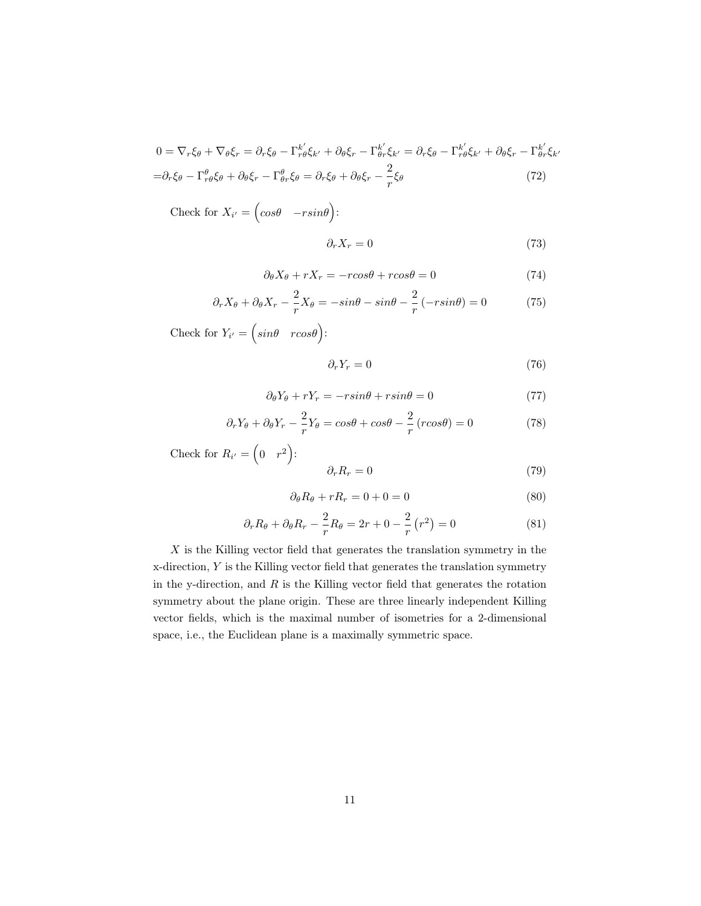$$
\begin{aligned}
0 = \nabla_r \xi_\theta + \nabla_\theta \xi_r &= \partial_r \xi_\theta - \Gamma^{k'}_{r\theta}\xi_{k'} + \partial_\theta \xi_r - \Gamma^{k'}_{\theta r}\xi_{k'} = \partial_r \xi_\theta - \Gamma^{k'}_{r\theta}\xi_{k'} + \partial_\theta \xi_r - \Gamma^{k'}_{\theta r}\xi_{k'} \\
&= \partial_r \xi_\theta - \Gamma^{\theta}_{r\theta}\xi_\theta + \partial_\theta \xi_r - \Gamma^{\theta}_{\theta r}\xi_\theta = \partial_r \xi_\theta + \partial_\theta \xi_r - \frac{2}{r}\xi_\theta
\end{aligned} \tag{72}
$$

Check for $X_{i'} = \begin{pmatrix} cos\theta & -rsin\theta \end{pmatrix}$:

$$
\partial_r X_r = 0 \tag{73}
$$

$$
\partial_\theta X_\theta + rX_r = -rcos\theta + rcos\theta = 0 \tag{74}
$$

$$
\partial_r X_\theta + \partial_\theta X_r - \frac{2}{r} X_\theta = -sin\theta - sin\theta - \frac{2}{r}\left(-rsin\theta\right) = 0 \tag{75}
$$

Check for $Y_{i'} = \begin{pmatrix} sin\theta & rcos\theta \end{pmatrix}$:

$$
\partial_r Y_r = 0 \tag{76}
$$

$$
\partial_\theta Y_\theta + rY_r = -rsin\theta + rsin\theta = 0 \tag{77}
$$

$$
\partial_r Y_\theta + \partial_\theta Y_r - \frac{2}{r} Y_\theta = cos\theta + cos\theta - \frac{2}{r}\left(rcos\theta\right) = 0 \tag{78}
$$

Check for $R_{i'} = \begin{pmatrix} 0 & r^2 \end{pmatrix}$:

$$
\partial_r R_r = 0 \tag{79}
$$

$$
\partial_\theta R_\theta + rR_r = 0 + 0 = 0 \tag{80}
$$

$$
\partial_r R_\theta + \partial_\theta R_r - \frac{2}{r} R_\theta = 2r + 0 - \frac{2}{r}\left(r^2\right) = 0 \tag{81}
$$

$X$ is the Killing vector field that generates the translation symmetry in the x-direction, $Y$ is the Killing vector field that generates the translation symmetry in the y-direction, and $R$ is the Killing vector field that generates the rotation symmetry about the plane origin. These are three linearly independent Killing vector fields, which is the maximal number of isometries for a 2-dimensional space, i.e., the Euclidean plane is a maximally symmetric space.